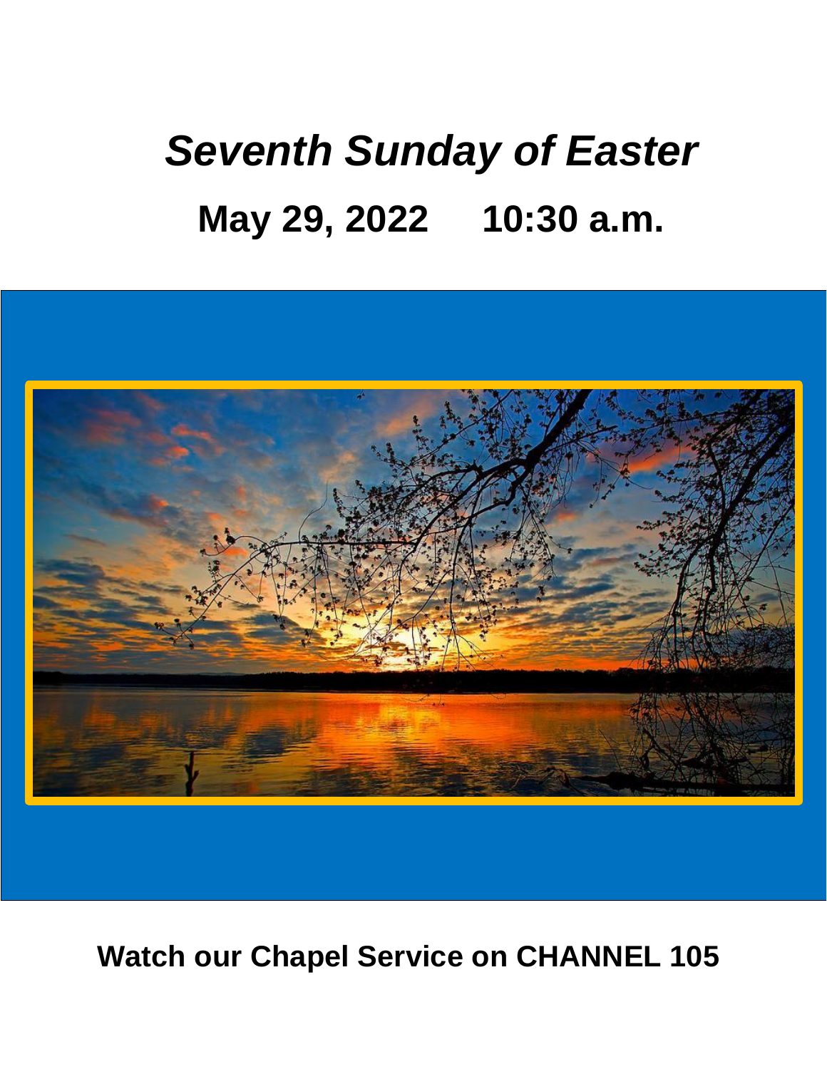# *Seventh Sunday of Easter*

## May 29, 2022 10:30 a.m.

**Watch our Chapel Service on CHANNEL 105**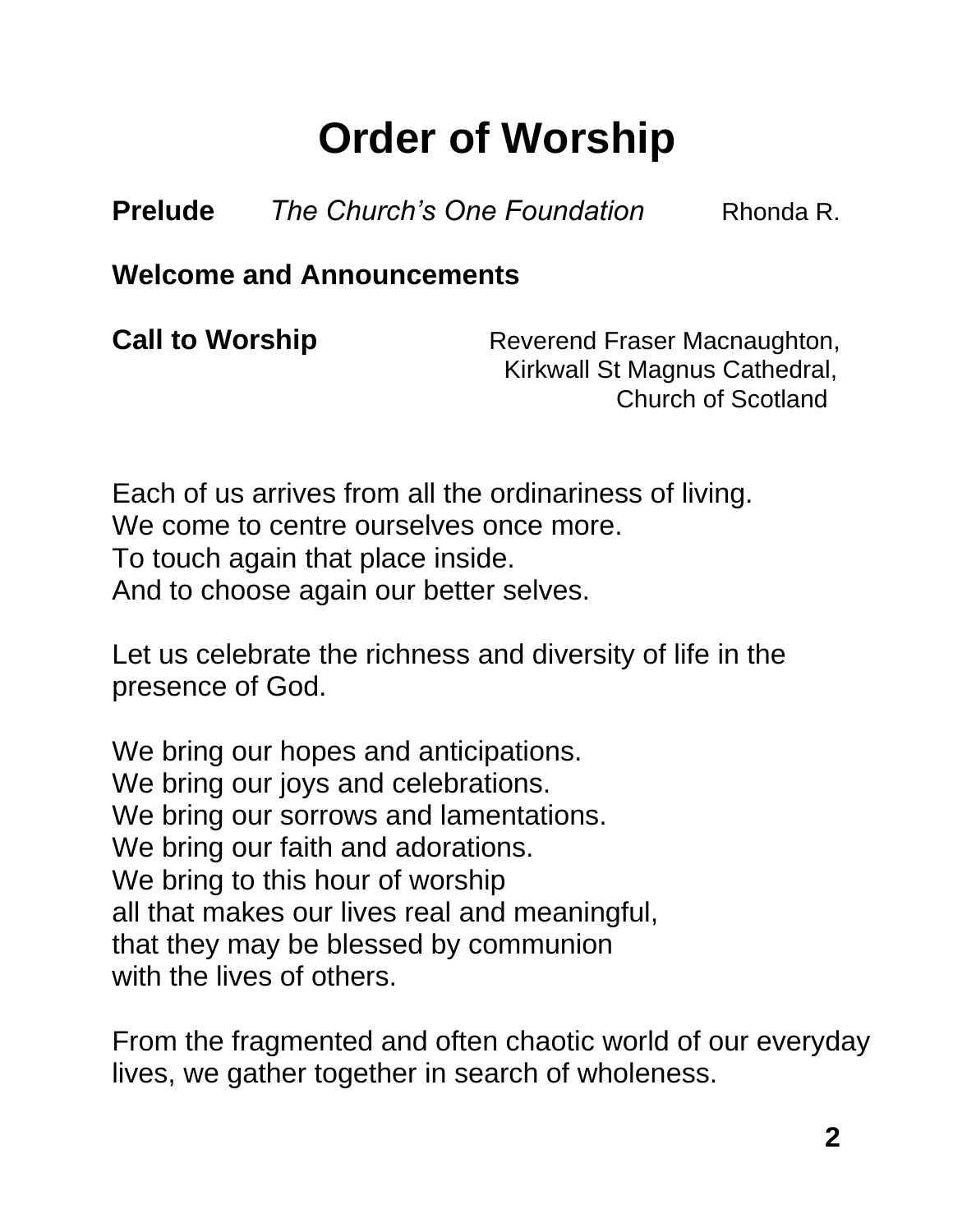# Order of Worship

**Prelude** *The Church's One Foundation* Rhonda R.

**Welcome and Announcements**

**Call to Worship** Reverend Fraser Macnaughton, Kirkwall St Magnus Cathedral, Church of Scotland

Each of us arrives from all the ordinariness of living.
We come to centre ourselves once more.
To touch again that place inside.
And to choose again our better selves.

Let us celebrate the richness and diversity of life in the presence of God.

We bring our hopes and anticipations.
We bring our joys and celebrations.
We bring our sorrows and lamentations.
We bring our faith and adorations.
We bring to this hour of worship
all that makes our lives real and meaningful,
that they may be blessed by communion
with the lives of others.

From the fragmented and often chaotic world of our everyday lives, we gather together in search of wholeness.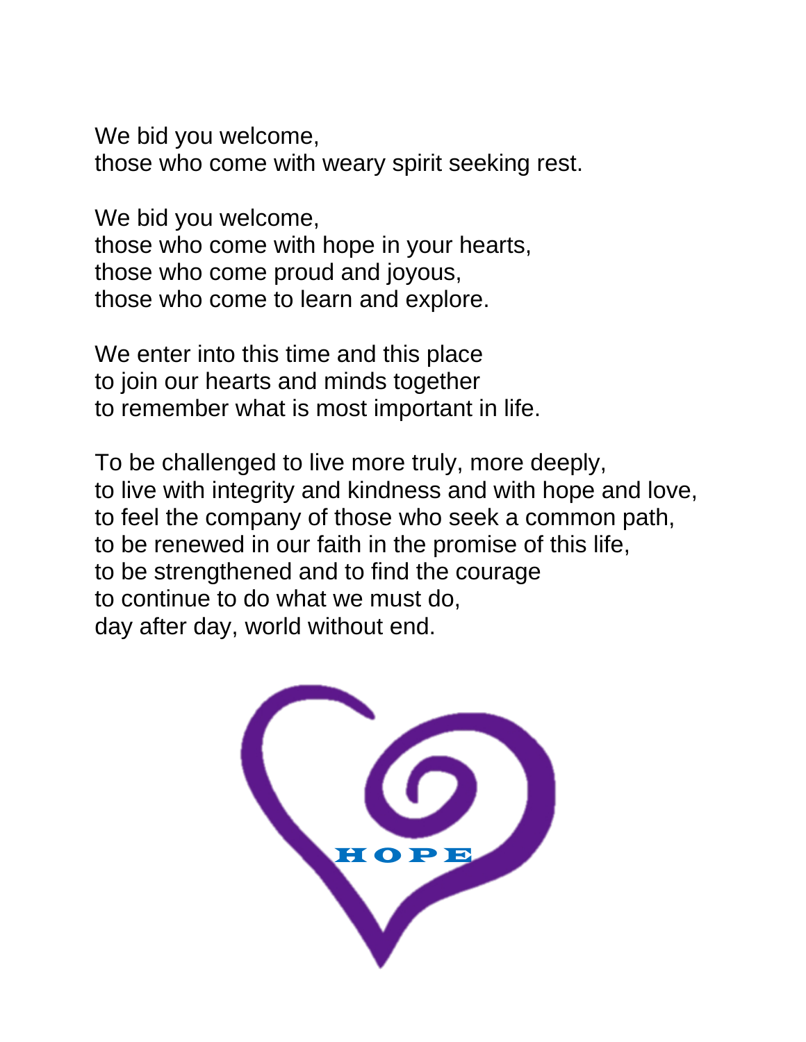We bid you welcome,  
those who come with weary spirit seeking rest.

We bid you welcome,  
those who come with hope in your hearts,  
those who come proud and joyous,  
those who come to learn and explore.

We enter into this time and this place  
to join our hearts and minds together  
to remember what is most important in life.

To be challenged to live more truly, more deeply,  
to live with integrity and kindness and with hope and love,  
to feel the company of those who seek a common path,  
to be renewed in our faith in the promise of this life,  
to be strengthened and to find the courage  
to continue to do what we must do,  
day after day, world without end.

HOPE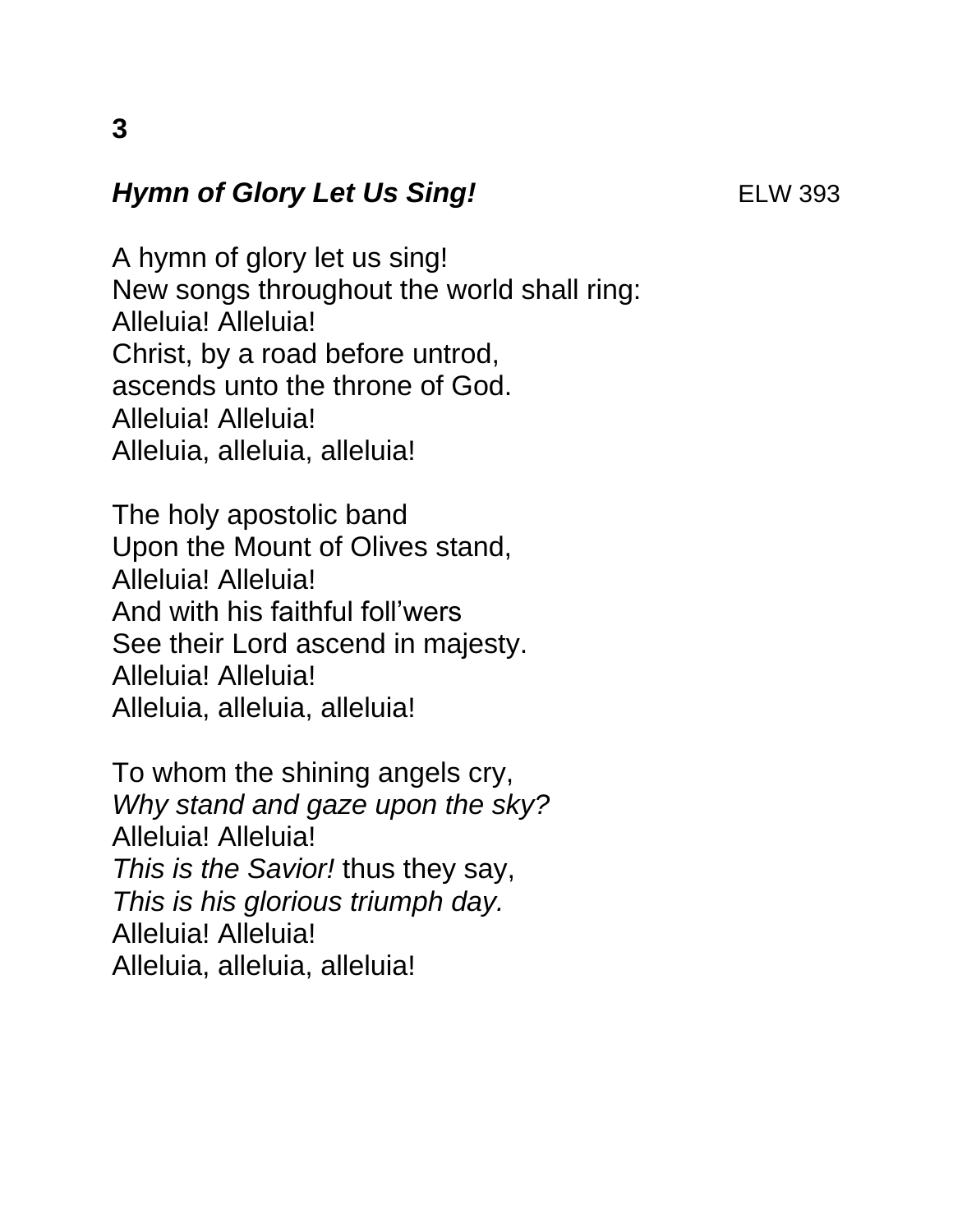**3**

***Hymn of Glory Let Us Sing!*** ELW 393

A hymn of glory let us sing!
New songs throughout the world shall ring:
Alleluia! Alleluia!
Christ, by a road before untrod,
ascends unto the throne of God.
Alleluia! Alleluia!
Alleluia, alleluia, alleluia!

The holy apostolic band
Upon the Mount of Olives stand,
Alleluia! Alleluia!
And with his faithful foll'wers
See their Lord ascend in majesty.
Alleluia! Alleluia!
Alleluia, alleluia, alleluia!

To whom the shining angels cry,
*Why stand and gaze upon the sky?*
Alleluia! Alleluia!
*This is the Savior!* thus they say,
*This is his glorious triumph day.*
Alleluia! Alleluia!
Alleluia, alleluia, alleluia!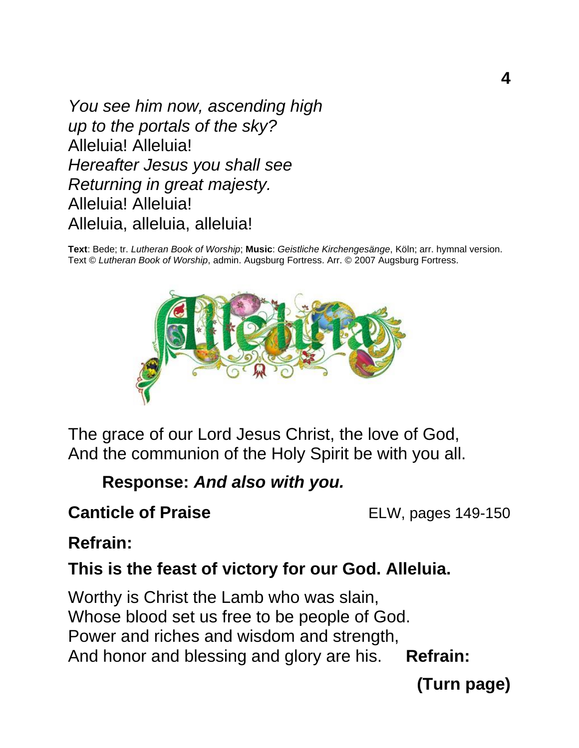*You see him now, ascending high*
*up to the portals of the sky?*
Alleluia! Alleluia!
*Hereafter Jesus you shall see*
*Returning in great majesty.*
Alleluia! Alleluia!
Alleluia, alleluia, alleluia!

**Text**: Bede; tr. *Lutheran Book of Worship*; **Music**: *Geistliche Kirchengesänge*, Köln; arr. hymnal version. Text © *Lutheran Book of Worship*, admin. Augsburg Fortress. Arr. © 2007 Augsburg Fortress.

The grace of our Lord Jesus Christ, the love of God,
And the communion of the Holy Spirit be with you all.

**Response: *And also with you.***

**Canticle of Praise** ELW, pages 149-150

**Refrain:**

**This is the feast of victory for our God. Alleluia.**

Worthy is Christ the Lamb who was slain,
Whose blood set us free to be people of God.
Power and riches and wisdom and strength,
And honor and blessing and glory are his. **Refrain:**

**(Turn page)**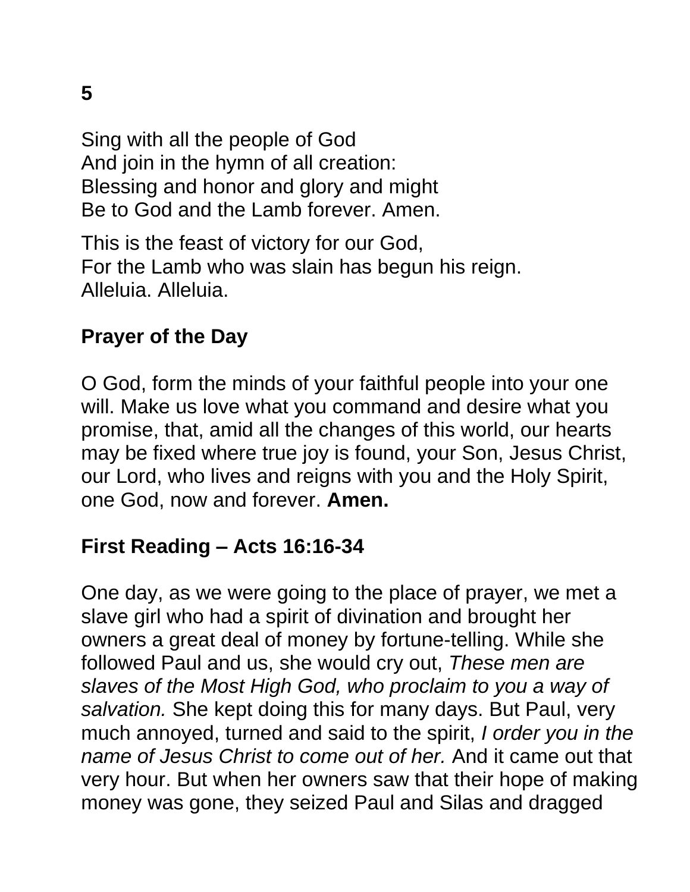Sing with all the people of God
And join in the hymn of all creation:
Blessing and honor and glory and might
Be to God and the Lamb forever. Amen.

This is the feast of victory for our God,
For the Lamb who was slain has begun his reign.
Alleluia. Alleluia.

## Prayer of the Day

O God, form the minds of your faithful people into your one will. Make us love what you command and desire what you promise, that, amid all the changes of this world, our hearts may be fixed where true joy is found, your Son, Jesus Christ, our Lord, who lives and reigns with you and the Holy Spirit, one God, now and forever. **Amen.**

## First Reading – Acts 16:16-34

One day, as we were going to the place of prayer, we met a slave girl who had a spirit of divination and brought her owners a great deal of money by fortune-telling. While she followed Paul and us, she would cry out, *These men are slaves of the Most High God, who proclaim to you a way of salvation.* She kept doing this for many days. But Paul, very much annoyed, turned and said to the spirit, *I order you in the name of Jesus Christ to come out of her.* And it came out that very hour. But when her owners saw that their hope of making money was gone, they seized Paul and Silas and dragged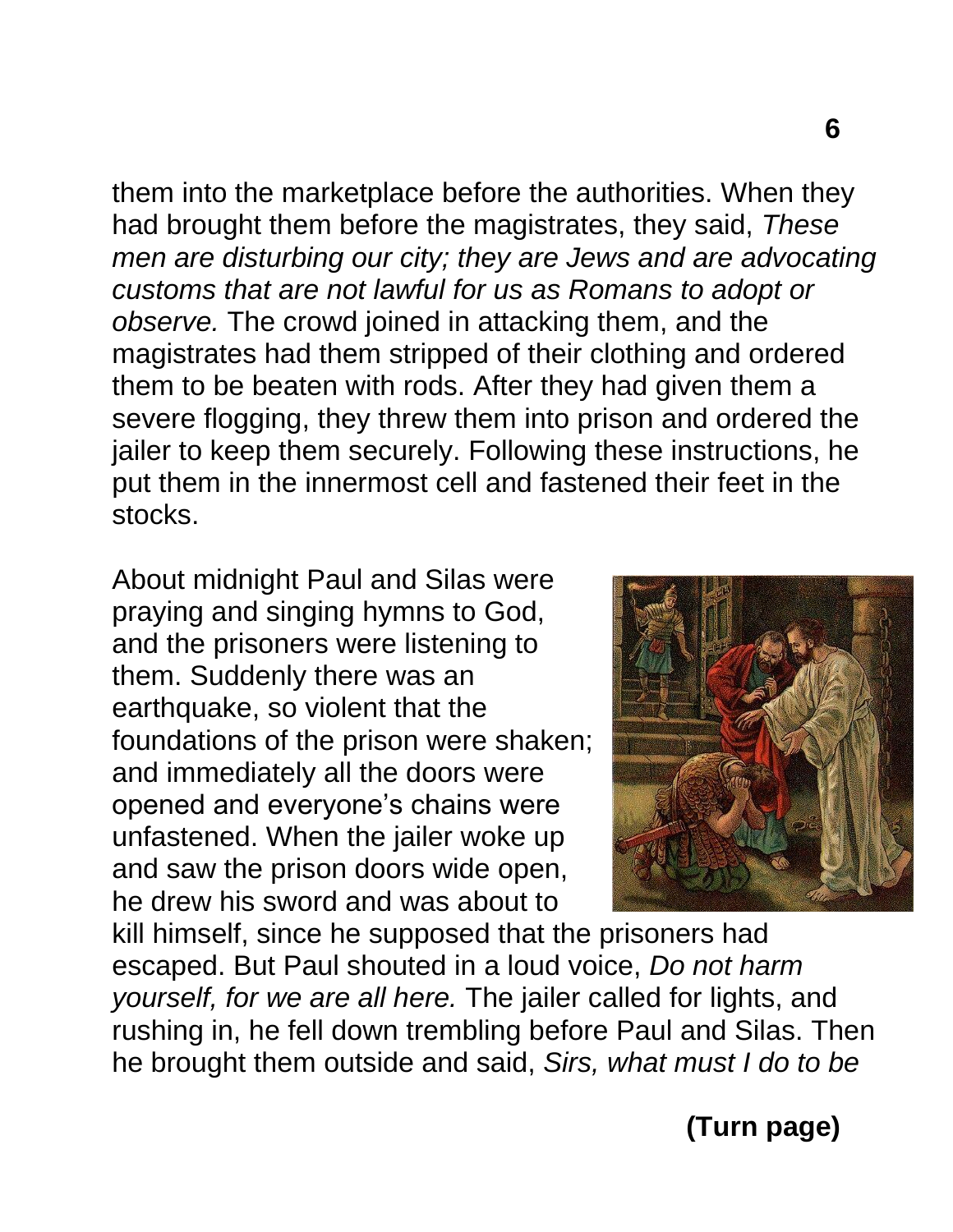them into the marketplace before the authorities. When they had brought them before the magistrates, they said, *These men are disturbing our city; they are Jews and are advocating customs that are not lawful for us as Romans to adopt or observe.* The crowd joined in attacking them, and the magistrates had them stripped of their clothing and ordered them to be beaten with rods. After they had given them a severe flogging, they threw them into prison and ordered the jailer to keep them securely. Following these instructions, he put them in the innermost cell and fastened their feet in the stocks.

About midnight Paul and Silas were praying and singing hymns to God, and the prisoners were listening to them. Suddenly there was an earthquake, so violent that the foundations of the prison were shaken; and immediately all the doors were opened and everyone's chains were unfastened. When the jailer woke up and saw the prison doors wide open, he drew his sword and was about to kill himself, since he supposed that the prisoners had escaped. But Paul shouted in a loud voice, *Do not harm yourself, for we are all here.* The jailer called for lights, and rushing in, he fell down trembling before Paul and Silas. Then he brought them outside and said, *Sirs, what must I do to be*

**(Turn page)**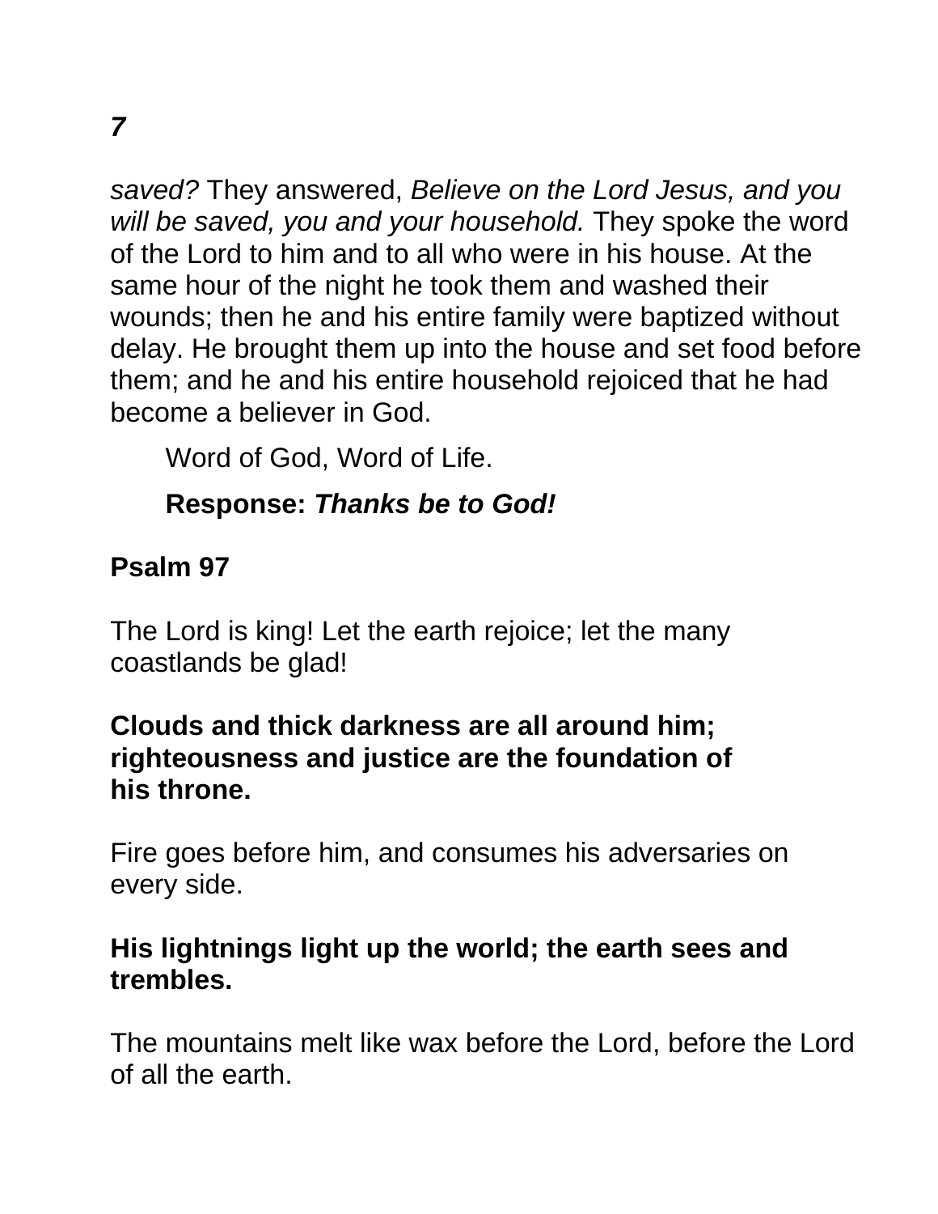*saved?* They answered, *Believe on the Lord Jesus, and you will be saved, you and your household.* They spoke the word of the Lord to him and to all who were in his house. At the same hour of the night he took them and washed their wounds; then he and his entire family were baptized without delay. He brought them up into the house and set food before them; and he and his entire household rejoiced that he had become a believer in God.

Word of God, Word of Life.

**Response:** ***Thanks be to God!***

**Psalm 97**

The Lord is king! Let the earth rejoice; let the many coastlands be glad!

**Clouds and thick darkness are all around him; righteousness and justice are the foundation of his throne.**

Fire goes before him, and consumes his adversaries on every side.

**His lightnings light up the world; the earth sees and trembles.**

The mountains melt like wax before the Lord, before the Lord of all the earth.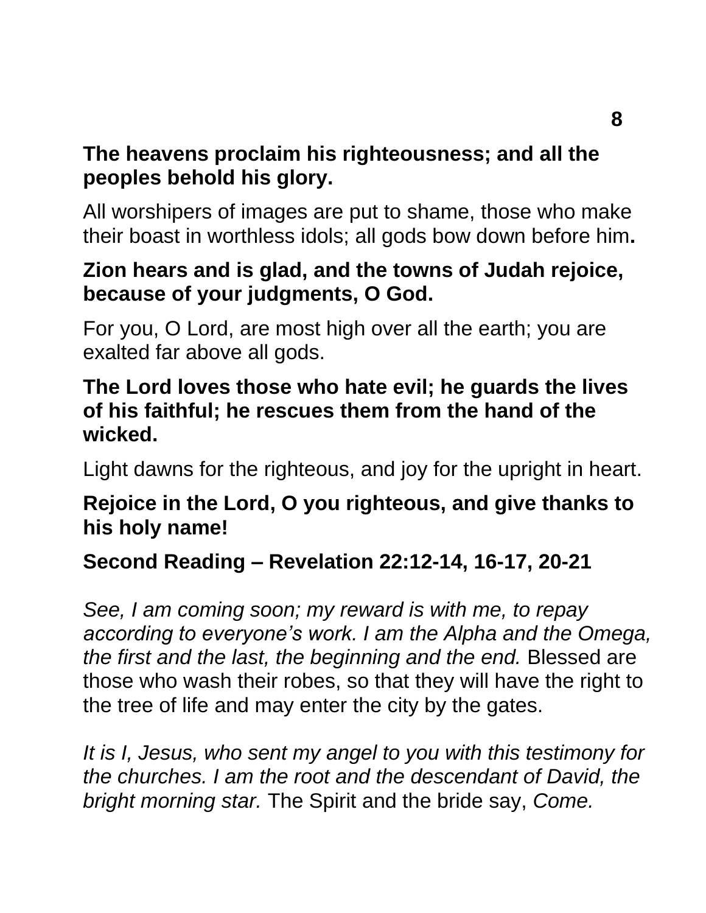**The heavens proclaim his righteousness; and all the peoples behold his glory.**

All worshipers of images are put to shame, those who make their boast in worthless idols; all gods bow down before him**.**

**Zion hears and is glad, and the towns of Judah rejoice, because of your judgments, O God.**

For you, O Lord, are most high over all the earth; you are exalted far above all gods.

**The Lord loves those who hate evil; he guards the lives of his faithful; he rescues them from the hand of the wicked.**

Light dawns for the righteous, and joy for the upright in heart.

**Rejoice in the Lord, O you righteous, and give thanks to his holy name!**

**Second Reading – Revelation 22:12-14, 16-17, 20-21**

*See, I am coming soon; my reward is with me, to repay according to everyone's work. I am the Alpha and the Omega, the first and the last, the beginning and the end.* Blessed are those who wash their robes, so that they will have the right to the tree of life and may enter the city by the gates.

*It is I, Jesus, who sent my angel to you with this testimony for the churches. I am the root and the descendant of David, the bright morning star.* The Spirit and the bride say, *Come.*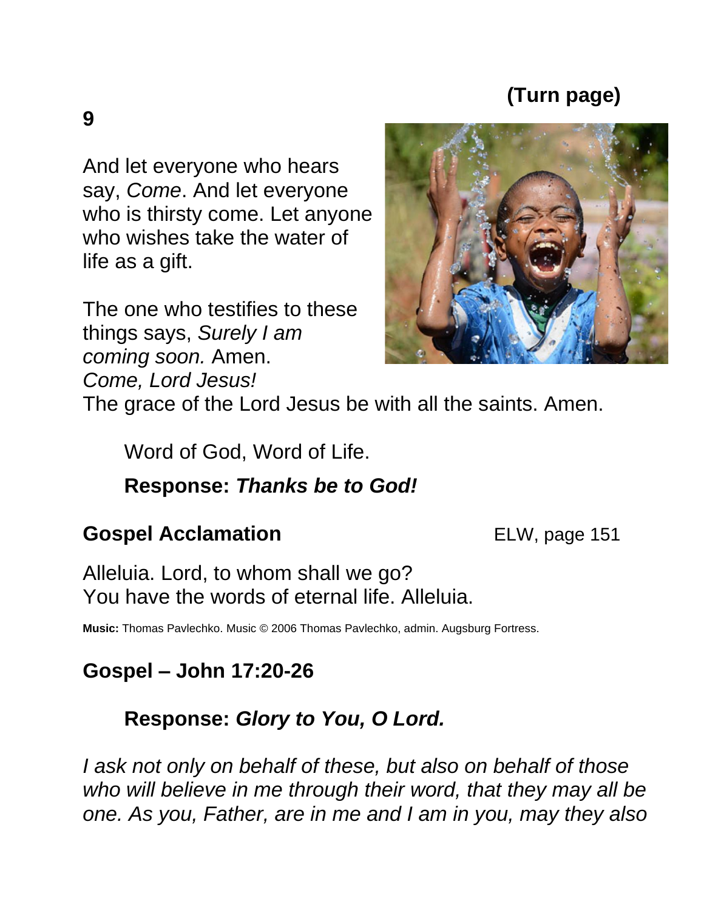**(Turn page)**

And let everyone who hears say, *Come*. And let everyone who is thirsty come. Let anyone who wishes take the water of life as a gift.

The one who testifies to these things says, *Surely I am coming soon.* Amen. *Come, Lord Jesus!* The grace of the Lord Jesus be with all the saints. Amen.

Word of God, Word of Life.

**Response:** ***Thanks be to God!***

## Gospel Acclamation

ELW, page 151

Alleluia. Lord, to whom shall we go?
You have the words of eternal life. Alleluia.

**Music:** Thomas Pavlechko. Music © 2006 Thomas Pavlechko, admin. Augsburg Fortress.

## Gospel – John 17:20-26

**Response:** ***Glory to You, O Lord.***

*I ask not only on behalf of these, but also on behalf of those who will believe in me through their word, that they may all be one. As you, Father, are in me and I am in you, may they also*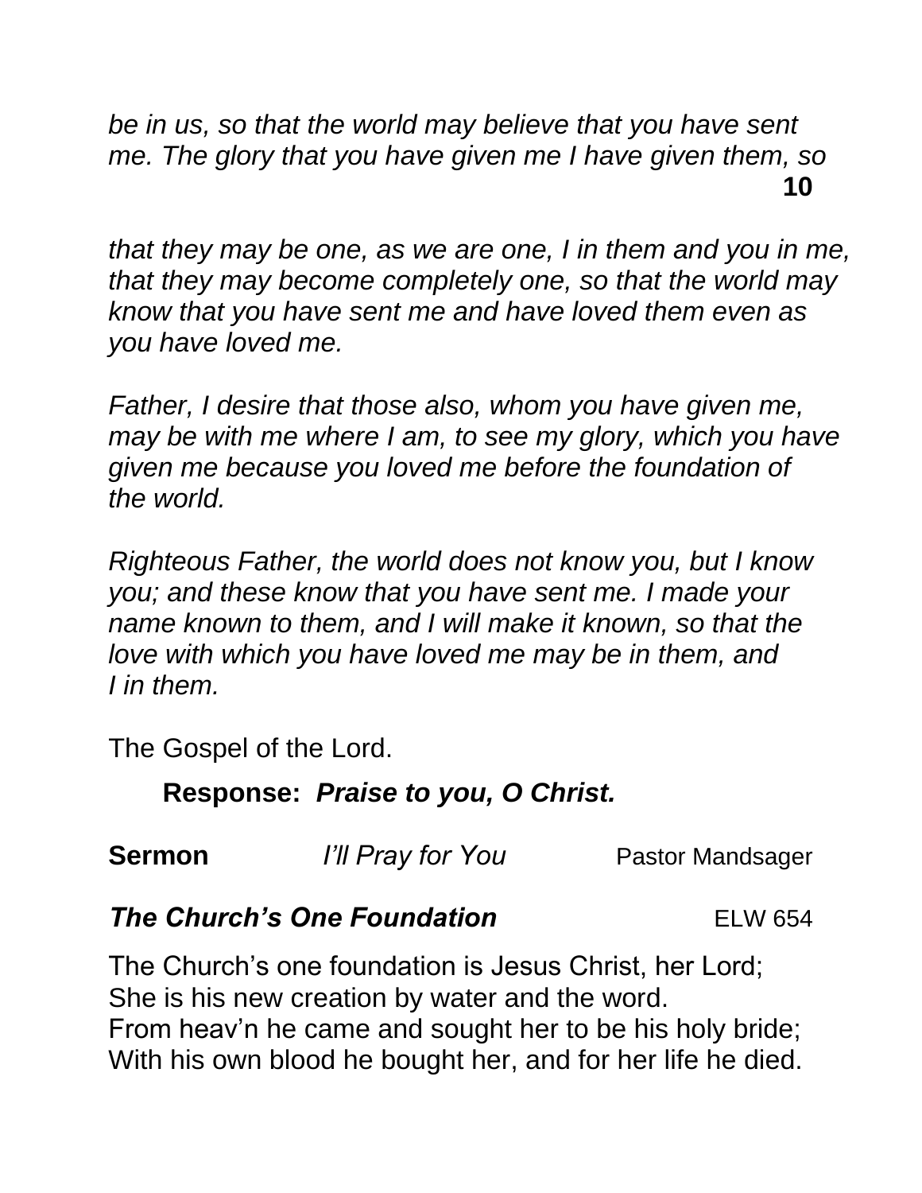*be in us, so that the world may believe that you have sent me. The glory that you have given me I have given them, so that they may be one, as we are one, I in them and you in me, that they may become completely one, so that the world may know that you have sent me and have loved them even as you have loved me.*

*Father, I desire that those also, whom you have given me, may be with me where I am, to see my glory, which you have given me because you loved me before the foundation of the world.*

*Righteous Father, the world does not know you, but I know you; and these know that you have sent me. I made your name known to them, and I will make it known, so that the love with which you have loved me may be in them, and I in them.*

The Gospel of the Lord.

**Response:** ***Praise to you, O Christ.***

**Sermon** *I'll Pray for You* Pastor Mandsager

***The Church's One Foundation*** ELW 654

The Church's one foundation is Jesus Christ, her Lord;
She is his new creation by water and the word.
From heav'n he came and sought her to be his holy bride;
With his own blood he bought her, and for her life he died.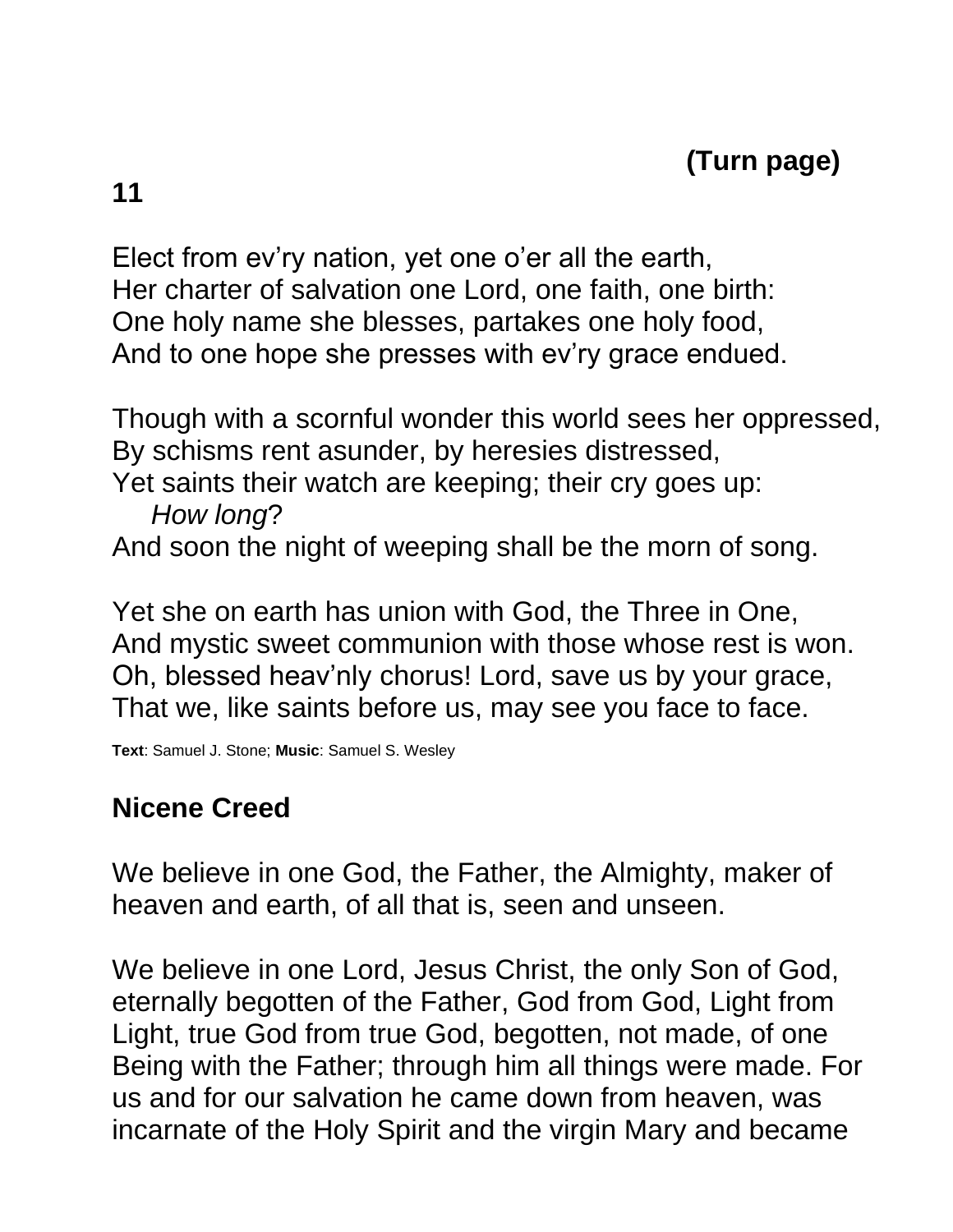**(Turn page)**

Elect from ev'ry nation, yet one o'er all the earth,
Her charter of salvation one Lord, one faith, one birth:
One holy name she blesses, partakes one holy food,
And to one hope she presses with ev'ry grace endued.

Though with a scornful wonder this world sees her oppressed,
By schisms rent asunder, by heresies distressed,
Yet saints their watch are keeping; their cry goes up:
*How long*?
And soon the night of weeping shall be the morn of song.

Yet she on earth has union with God, the Three in One,
And mystic sweet communion with those whose rest is won.
Oh, blessed heav'nly chorus! Lord, save us by your grace,
That we, like saints before us, may see you face to face.

**Text**: Samuel J. Stone; **Music**: Samuel S. Wesley

## Nicene Creed

We believe in one God, the Father, the Almighty, maker of heaven and earth, of all that is, seen and unseen.

We believe in one Lord, Jesus Christ, the only Son of God, eternally begotten of the Father, God from God, Light from Light, true God from true God, begotten, not made, of one Being with the Father; through him all things were made. For us and for our salvation he came down from heaven, was incarnate of the Holy Spirit and the virgin Mary and became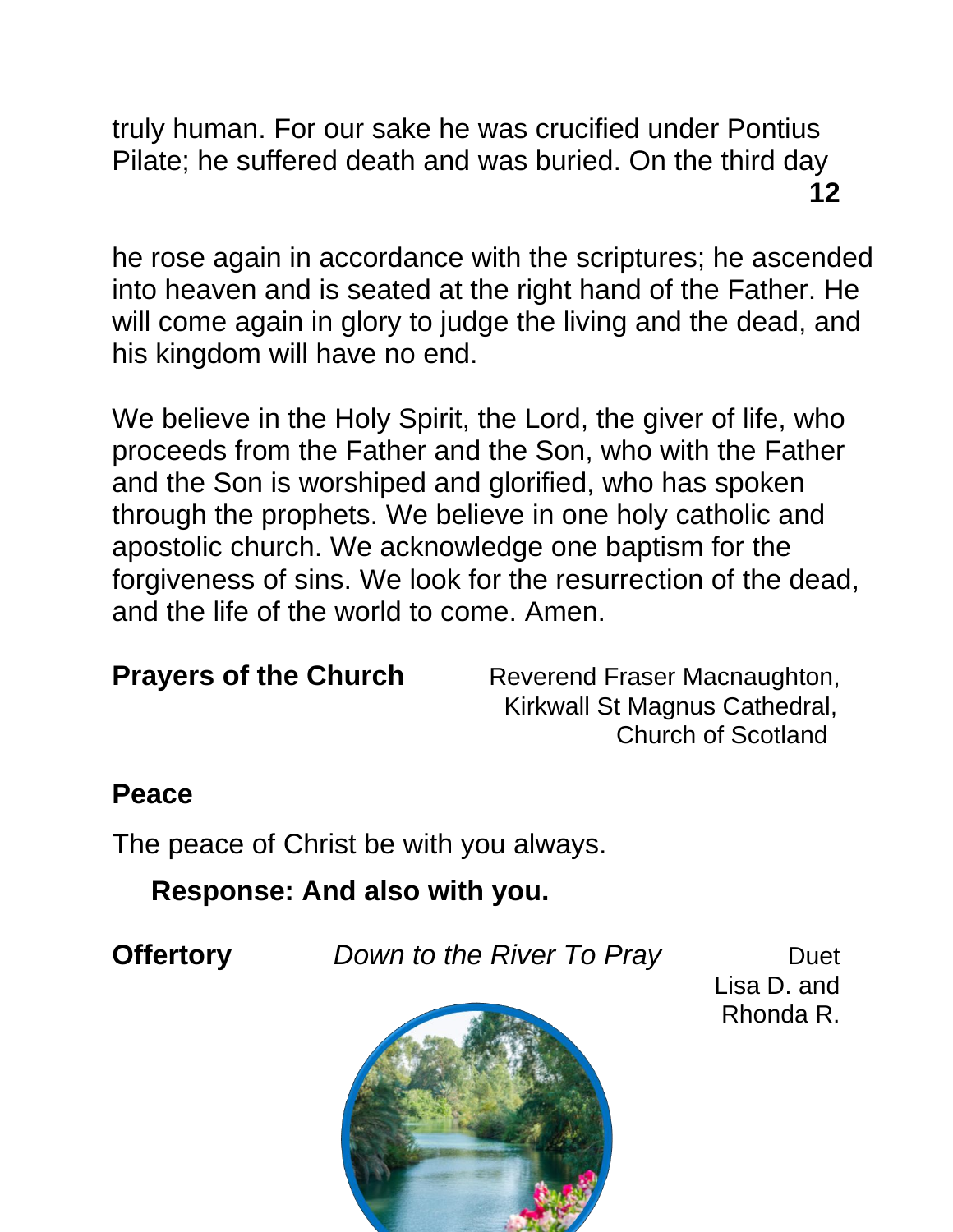truly human. For our sake he was crucified under Pontius Pilate; he suffered death and was buried. On the third day

he rose again in accordance with the scriptures; he ascended into heaven and is seated at the right hand of the Father. He will come again in glory to judge the living and the dead, and his kingdom will have no end.

We believe in the Holy Spirit, the Lord, the giver of life, who proceeds from the Father and the Son, who with the Father and the Son is worshiped and glorified, who has spoken through the prophets. We believe in one holy catholic and apostolic church. We acknowledge one baptism for the forgiveness of sins. We look for the resurrection of the dead, and the life of the world to come. Amen.

**Prayers of the Church** — Reverend Fraser Macnaughton, Kirkwall St Magnus Cathedral, Church of Scotland

**Peace**

The peace of Christ be with you always.

**Response: And also with you.**

**Offertory** *Down to the River To Pray* — Duet Lisa D. and Rhonda R.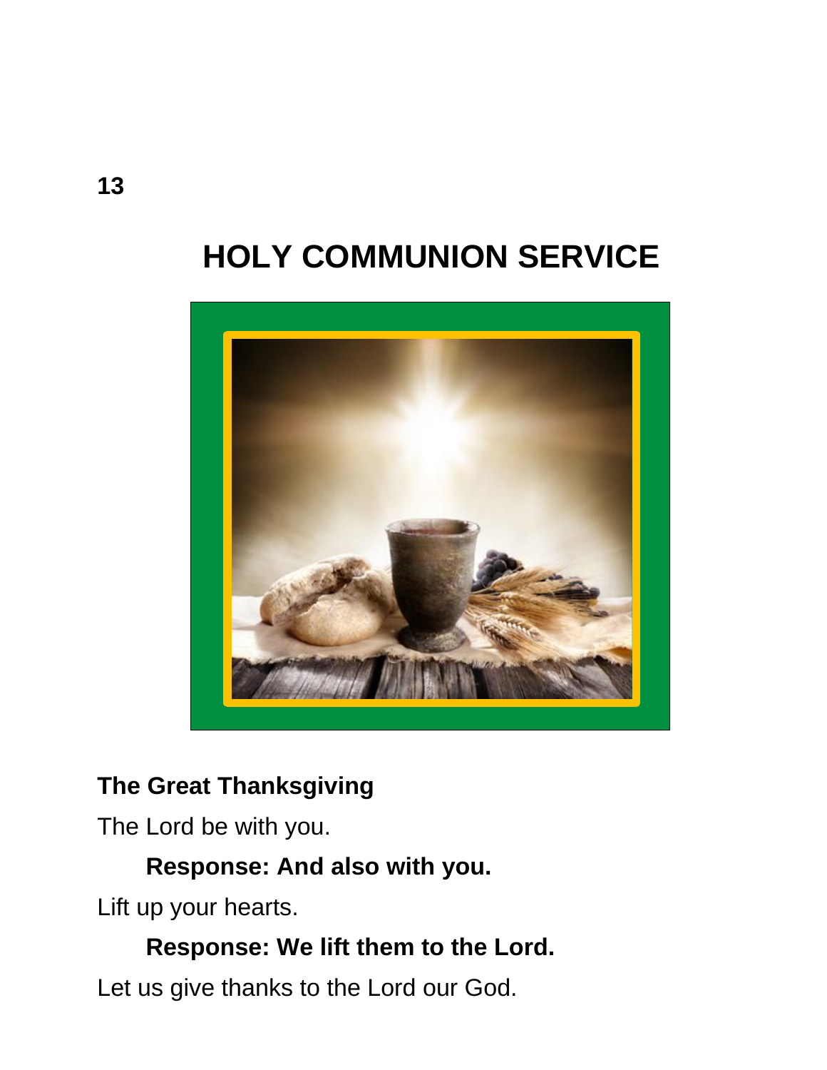# HOLY COMMUNION SERVICE

## The Great Thanksgiving

The Lord be with you.

**Response: And also with you.**

Lift up your hearts.

**Response: We lift them to the Lord.**

Let us give thanks to the Lord our God.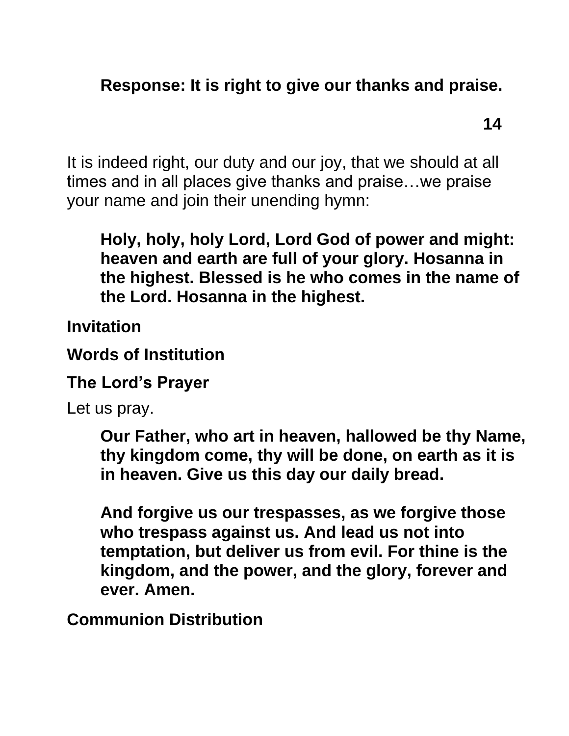**Response: It is right to give our thanks and praise.**

It is indeed right, our duty and our joy, that we should at all times and in all places give thanks and praise…we praise your name and join their unending hymn:

**Holy, holy, holy Lord, Lord God of power and might: heaven and earth are full of your glory. Hosanna in the highest. Blessed is he who comes in the name of the Lord. Hosanna in the highest.**

**Invitation**

**Words of Institution**

**The Lord's Prayer**

Let us pray.

**Our Father, who art in heaven, hallowed be thy Name, thy kingdom come, thy will be done, on earth as it is in heaven. Give us this day our daily bread.**

**And forgive us our trespasses, as we forgive those who trespass against us. And lead us not into temptation, but deliver us from evil. For thine is the kingdom, and the power, and the glory, forever and ever. Amen.**

**Communion Distribution**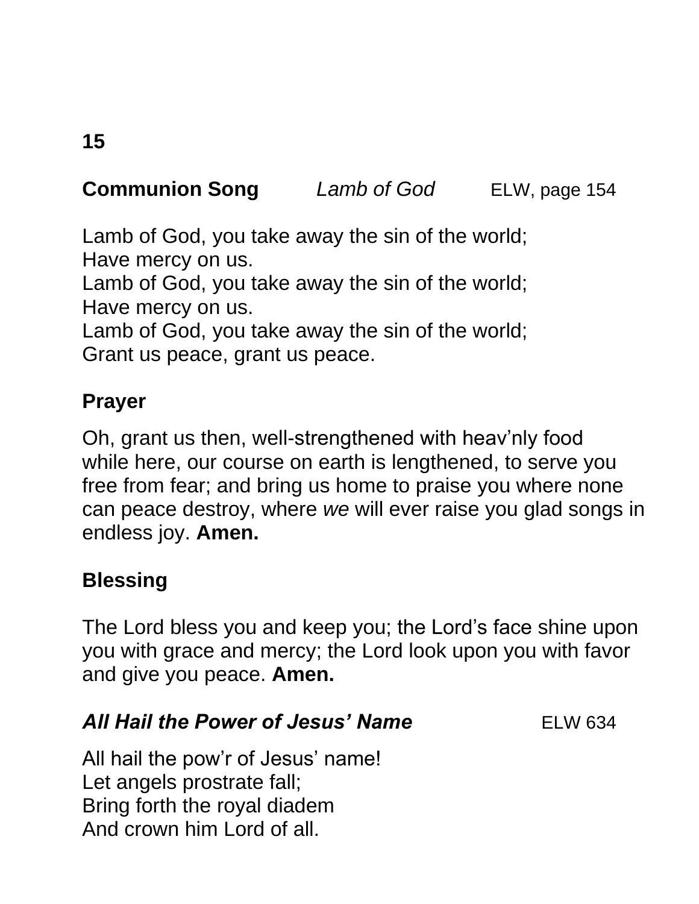**Communion Song** *Lamb of God* ELW, page 154

Lamb of God, you take away the sin of the world;
Have mercy on us.
Lamb of God, you take away the sin of the world;
Have mercy on us.
Lamb of God, you take away the sin of the world;
Grant us peace, grant us peace.

**Prayer**

Oh, grant us then, well-strengthened with heav'nly food while here, our course on earth is lengthened, to serve you free from fear; and bring us home to praise you where none can peace destroy, where *we* will ever raise you glad songs in endless joy. **Amen.**

**Blessing**

The Lord bless you and keep you; the Lord's face shine upon you with grace and mercy; the Lord look upon you with favor and give you peace. **Amen.**

***All Hail the Power of Jesus' Name*** ELW 634

All hail the pow'r of Jesus' name!
Let angels prostrate fall;
Bring forth the royal diadem
And crown him Lord of all.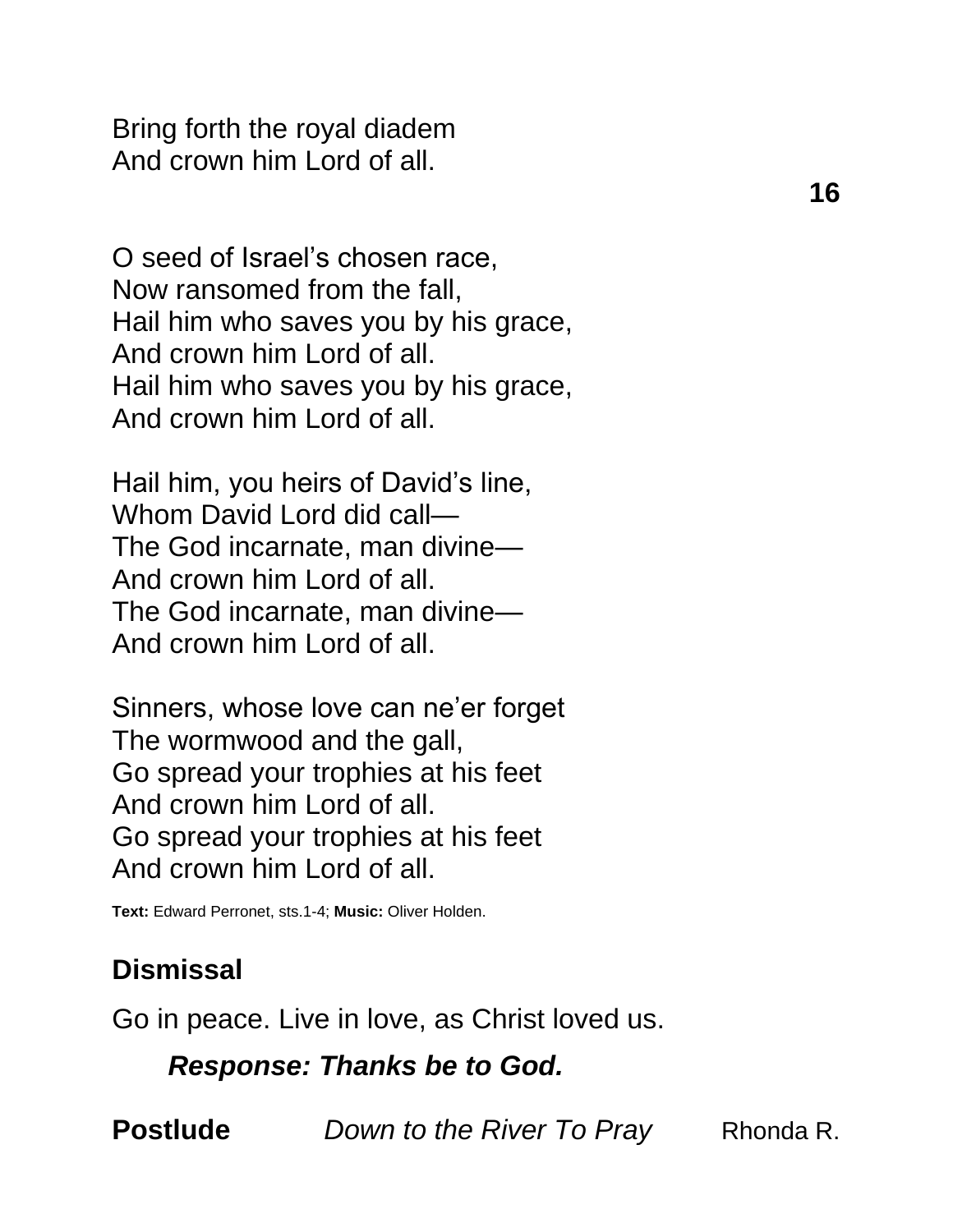Bring forth the royal diadem
And crown him Lord of all.

O seed of Israel's chosen race,
Now ransomed from the fall,
Hail him who saves you by his grace,
And crown him Lord of all.
Hail him who saves you by his grace,
And crown him Lord of all.

Hail him, you heirs of David's line,
Whom David Lord did call—
The God incarnate, man divine—
And crown him Lord of all.
The God incarnate, man divine—
And crown him Lord of all.

Sinners, whose love can ne'er forget
The wormwood and the gall,
Go spread your trophies at his feet
And crown him Lord of all.
Go spread your trophies at his feet
And crown him Lord of all.

**Text:** Edward Perronet, sts.1-4; **Music:** Oliver Holden.

## Dismissal

Go in peace. Live in love, as Christ loved us.

***Response: Thanks be to God.***

**Postlude** *Down to the River To Pray* Rhonda R.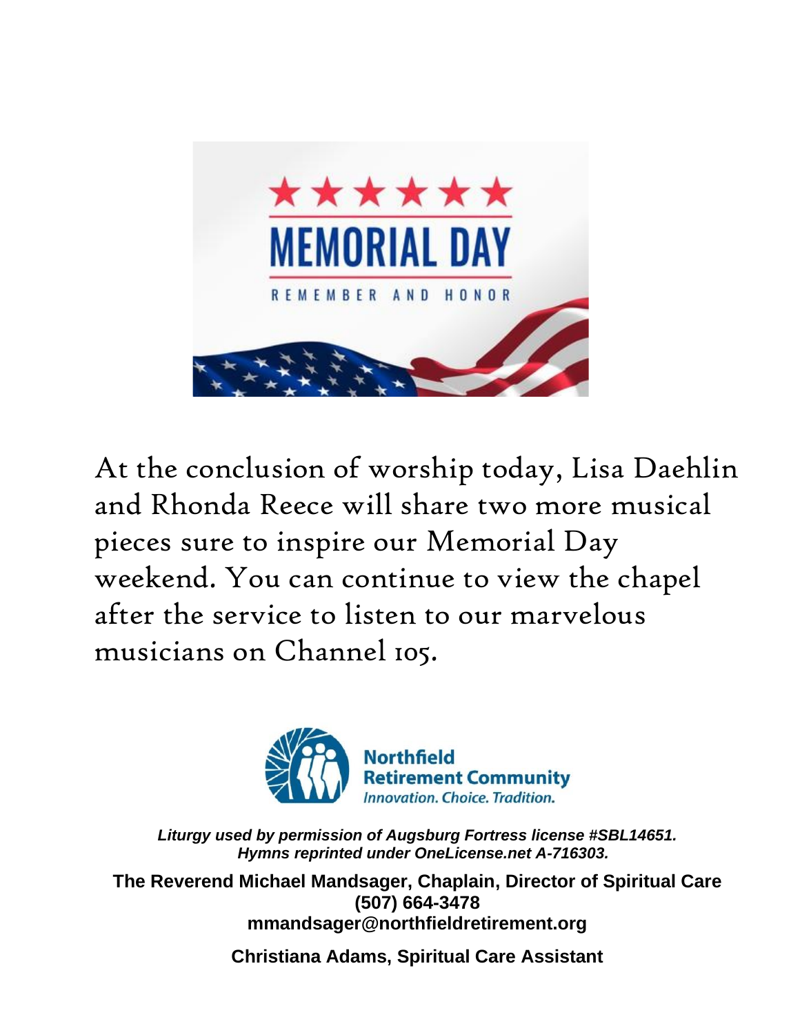At the conclusion of worship today, Lisa Daehlin and Rhonda Reece will share two more musical pieces sure to inspire our Memorial Day weekend. You can continue to view the chapel after the service to listen to our marvelous musicians on Channel 105.

*Liturgy used by permission of Augsburg Fortress license #SBL14651.*
*Hymns reprinted under OneLicense.net A-716303.*

**The Reverend Michael Mandsager, Chaplain, Director of Spiritual Care**
**(507) 664-3478**
**mmandsager@northfieldretirement.org**

**Christiana Adams, Spiritual Care Assistant**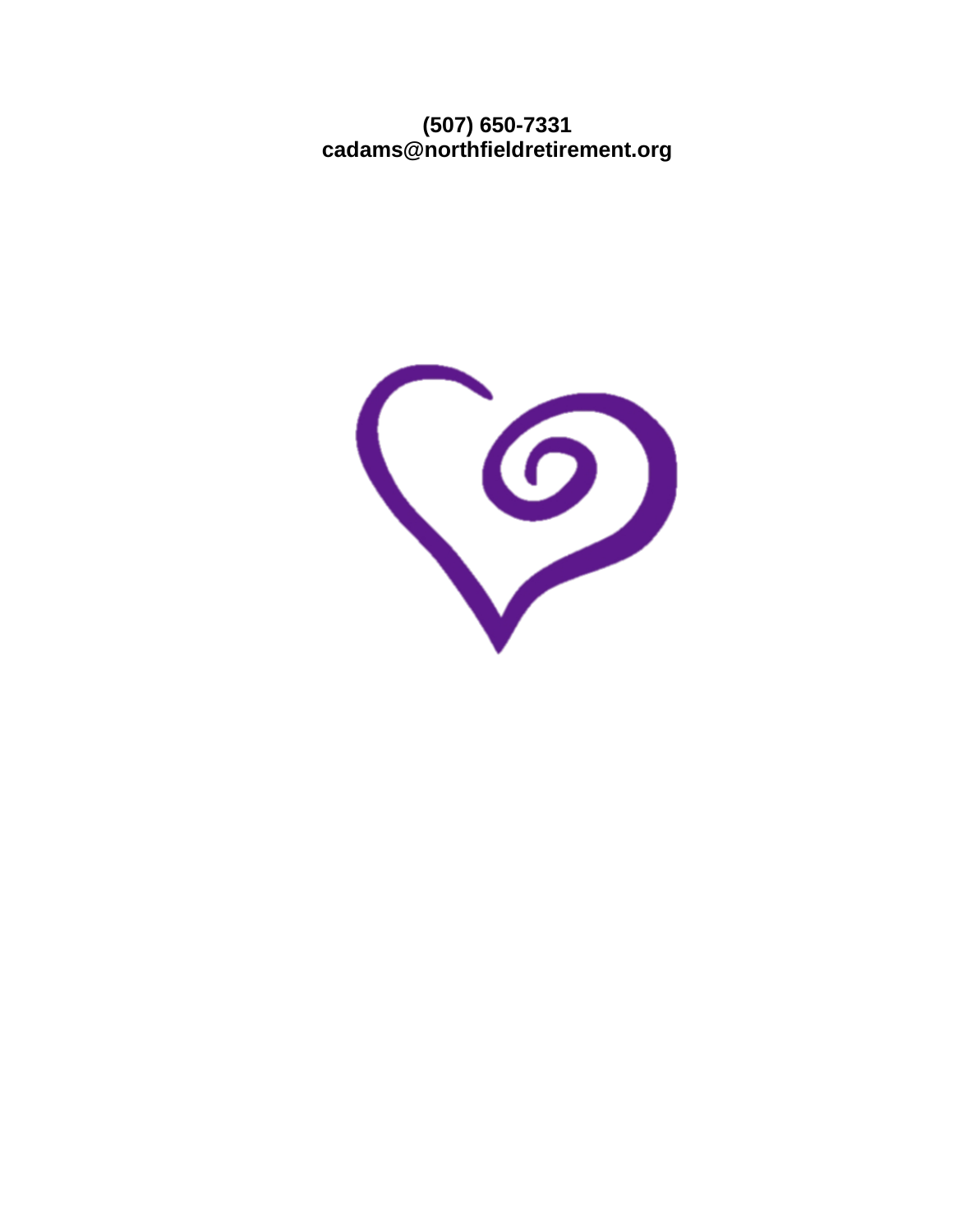**(507) 650-7331**
**cadams@northfieldretirement.org**